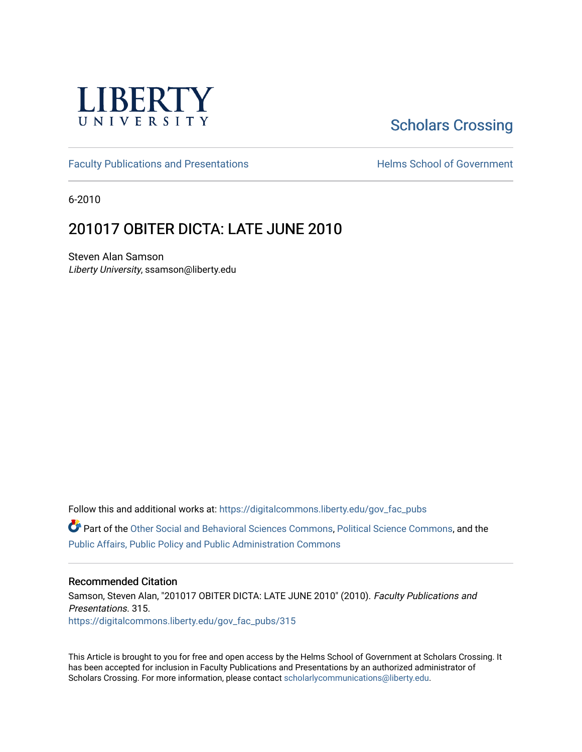LIBERTY UNIVERSITY

Scholars Crossing

Faculty Publications and Presentations

Helms School of Government

6-2010

# 201017 OBITER DICTA: LATE JUNE 2010

Steven Alan Samson
*Liberty University*, ssamson@liberty.edu

Follow this and additional works at: https://digitalcommons.liberty.edu/gov_fac_pubs

Part of the Other Social and Behavioral Sciences Commons, Political Science Commons, and the Public Affairs, Public Policy and Public Administration Commons

## Recommended Citation

Samson, Steven Alan, "201017 OBITER DICTA: LATE JUNE 2010" (2010). *Faculty Publications and Presentations*. 315.
https://digitalcommons.liberty.edu/gov_fac_pubs/315

This Article is brought to you for free and open access by the Helms School of Government at Scholars Crossing. It has been accepted for inclusion in Faculty Publications and Presentations by an authorized administrator of Scholars Crossing. For more information, please contact scholarlycommunications@liberty.edu.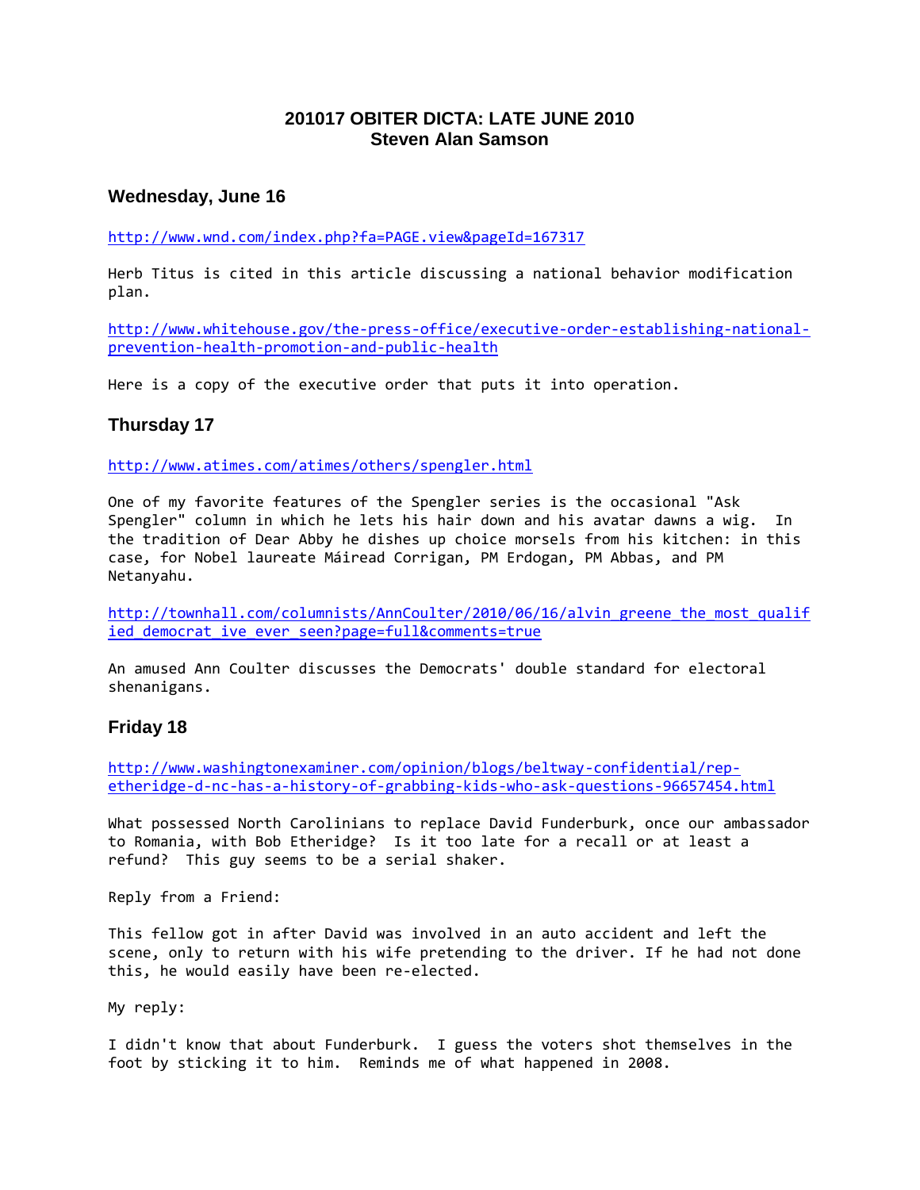# 201017 OBITER DICTA: LATE JUNE 2010
# Steven Alan Samson

## Wednesday, June 16

http://www.wnd.com/index.php?fa=PAGE.view&pageId=167317

Herb Titus is cited in this article discussing a national behavior modification plan.

http://www.whitehouse.gov/the-press-office/executive-order-establishing-national-prevention-health-promotion-and-public-health

Here is a copy of the executive order that puts it into operation.

## Thursday 17

http://www.atimes.com/atimes/others/spengler.html

One of my favorite features of the Spengler series is the occasional "Ask Spengler" column in which he lets his hair down and his avatar dawns a wig. In the tradition of Dear Abby he dishes up choice morsels from his kitchen: in this case, for Nobel laureate Máiread Corrigan, PM Erdogan, PM Abbas, and PM Netanyahu.

http://townhall.com/columnists/AnnCoulter/2010/06/16/alvin_greene_the_most_qualified_democrat_ive_ever_seen?page=full&comments=true

An amused Ann Coulter discusses the Democrats' double standard for electoral shenanigans.

## Friday 18

http://www.washingtonexaminer.com/opinion/blogs/beltway-confidential/rep-etheridge-d-nc-has-a-history-of-grabbing-kids-who-ask-questions-96657454.html

What possessed North Carolinians to replace David Funderburk, once our ambassador to Romania, with Bob Etheridge? Is it too late for a recall or at least a refund? This guy seems to be a serial shaker.

Reply from a Friend:

This fellow got in after David was involved in an auto accident and left the scene, only to return with his wife pretending to the driver. If he had not done this, he would easily have been re-elected.

My reply:

I didn't know that about Funderburk. I guess the voters shot themselves in the foot by sticking it to him. Reminds me of what happened in 2008.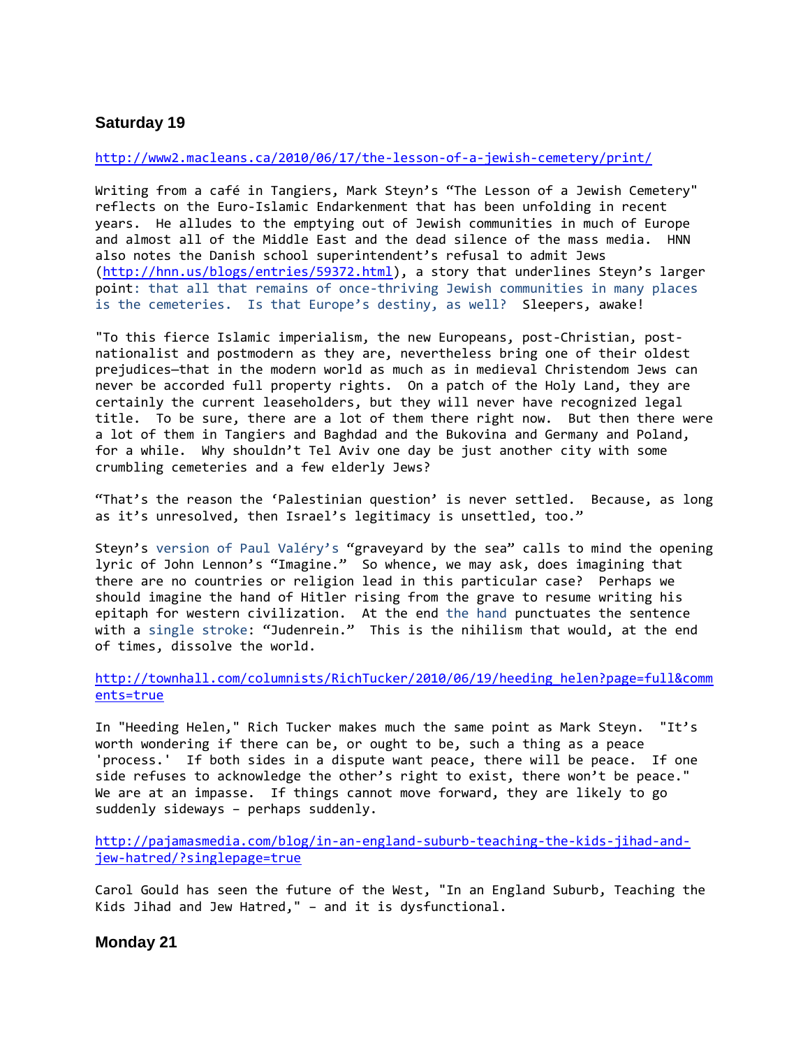## Saturday 19

http://www2.macleans.ca/2010/06/17/the-lesson-of-a-jewish-cemetery/print/

Writing from a café in Tangiers, Mark Steyn's "The Lesson of a Jewish Cemetery" reflects on the Euro-Islamic Endarkenment that has been unfolding in recent years. He alludes to the emptying out of Jewish communities in much of Europe and almost all of the Middle East and the dead silence of the mass media. HNN also notes the Danish school superintendent's refusal to admit Jews (http://hnn.us/blogs/entries/59372.html), a story that underlines Steyn's larger point: that all that remains of once-thriving Jewish communities in many places is the cemeteries. Is that Europe's destiny, as well? Sleepers, awake!

"To this fierce Islamic imperialism, the new Europeans, post-Christian, post-nationalist and postmodern as they are, nevertheless bring one of their oldest prejudices—that in the modern world as much as in medieval Christendom Jews can never be accorded full property rights. On a patch of the Holy Land, they are certainly the current leaseholders, but they will never have recognized legal title. To be sure, there are a lot of them there right now. But then there were a lot of them in Tangiers and Baghdad and the Bukovina and Germany and Poland, for a while. Why shouldn't Tel Aviv one day be just another city with some crumbling cemeteries and a few elderly Jews?

"That's the reason the 'Palestinian question' is never settled. Because, as long as it's unresolved, then Israel's legitimacy is unsettled, too."

Steyn's version of Paul Valéry's "graveyard by the sea" calls to mind the opening lyric of John Lennon's "Imagine." So whence, we may ask, does imagining that there are no countries or religion lead in this particular case? Perhaps we should imagine the hand of Hitler rising from the grave to resume writing his epitaph for western civilization. At the end the hand punctuates the sentence with a single stroke: "Judenrein." This is the nihilism that would, at the end of times, dissolve the world.

http://townhall.com/columnists/RichTucker/2010/06/19/heeding_helen?page=full&comments=true

In "Heeding Helen," Rich Tucker makes much the same point as Mark Steyn. "It's worth wondering if there can be, or ought to be, such a thing as a peace 'process.' If both sides in a dispute want peace, there will be peace. If one side refuses to acknowledge the other's right to exist, there won't be peace." We are at an impasse. If things cannot move forward, they are likely to go suddenly sideways – perhaps suddenly.

http://pajamasmedia.com/blog/in-an-england-suburb-teaching-the-kids-jihad-and-jew-hatred/?singlepage=true

Carol Gould has seen the future of the West, "In an England Suburb, Teaching the Kids Jihad and Jew Hatred," – and it is dysfunctional.

## Monday 21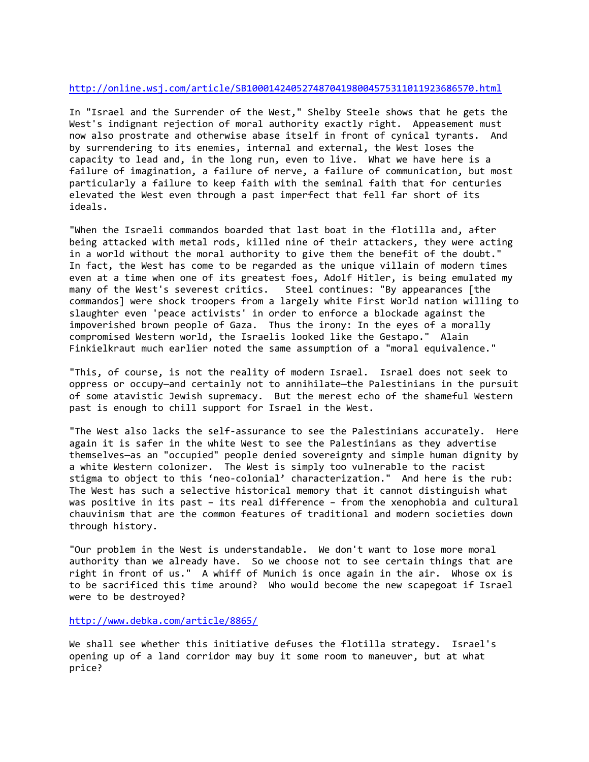http://online.wsj.com/article/SB10001424052748704198004575311011923686570.html

In "Israel and the Surrender of the West," Shelby Steele shows that he gets the West's indignant rejection of moral authority exactly right. Appeasement must now also prostrate and otherwise abase itself in front of cynical tyrants. And by surrendering to its enemies, internal and external, the West loses the capacity to lead and, in the long run, even to live. What we have here is a failure of imagination, a failure of nerve, a failure of communication, but most particularly a failure to keep faith with the seminal faith that for centuries elevated the West even through a past imperfect that fell far short of its ideals.

"When the Israeli commandos boarded that last boat in the flotilla and, after being attacked with metal rods, killed nine of their attackers, they were acting in a world without the moral authority to give them the benefit of the doubt." In fact, the West has come to be regarded as the unique villain of modern times even at a time when one of its greatest foes, Adolf Hitler, is being emulated my many of the West's severest critics. Steel continues: "By appearances [the commandos] were shock troopers from a largely white First World nation willing to slaughter even 'peace activists' in order to enforce a blockade against the impoverished brown people of Gaza. Thus the irony: In the eyes of a morally compromised Western world, the Israelis looked like the Gestapo." Alain Finkielkraut much earlier noted the same assumption of a "moral equivalence."

"This, of course, is not the reality of modern Israel. Israel does not seek to oppress or occupy—and certainly not to annihilate—the Palestinians in the pursuit of some atavistic Jewish supremacy. But the merest echo of the shameful Western past is enough to chill support for Israel in the West.

"The West also lacks the self-assurance to see the Palestinians accurately. Here again it is safer in the white West to see the Palestinians as they advertise themselves—as an "occupied" people denied sovereignty and simple human dignity by a white Western colonizer. The West is simply too vulnerable to the racist stigma to object to this 'neo-colonial' characterization." And here is the rub: The West has such a selective historical memory that it cannot distinguish what was positive in its past – its real difference – from the xenophobia and cultural chauvinism that are the common features of traditional and modern societies down through history.

"Our problem in the West is understandable. We don't want to lose more moral authority than we already have. So we choose not to see certain things that are right in front of us." A whiff of Munich is once again in the air. Whose ox is to be sacrificed this time around? Who would become the new scapegoat if Israel were to be destroyed?

http://www.debka.com/article/8865/

We shall see whether this initiative defuses the flotilla strategy. Israel's opening up of a land corridor may buy it some room to maneuver, but at what price?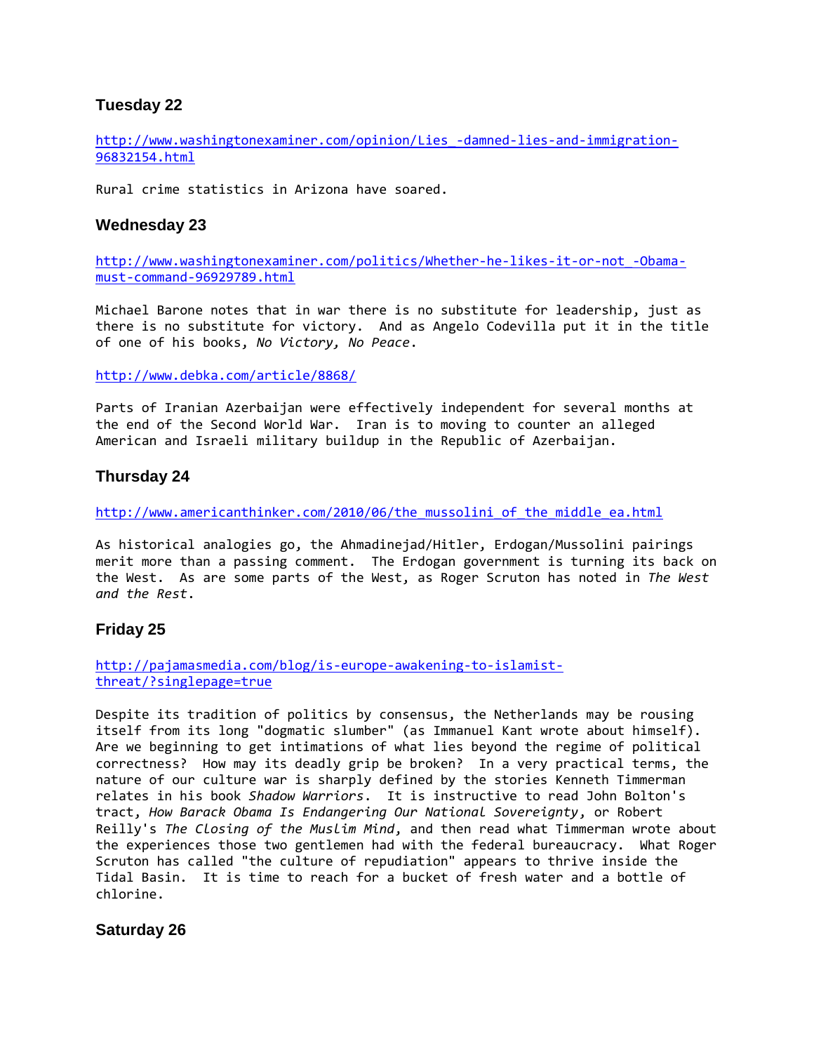### Tuesday 22

http://www.washingtonexaminer.com/opinion/Lies_-damned-lies-and-immigration-96832154.html

Rural crime statistics in Arizona have soared.

### Wednesday 23

http://www.washingtonexaminer.com/politics/Whether-he-likes-it-or-not_-Obama-must-command-96929789.html

Michael Barone notes that in war there is no substitute for leadership, just as there is no substitute for victory. And as Angelo Codevilla put it in the title of one of his books, *No Victory, No Peace*.

http://www.debka.com/article/8868/

Parts of Iranian Azerbaijan were effectively independent for several months at the end of the Second World War. Iran is to moving to counter an alleged American and Israeli military buildup in the Republic of Azerbaijan.

### Thursday 24

http://www.americanthinker.com/2010/06/the_mussolini_of_the_middle_ea.html

As historical analogies go, the Ahmadinejad/Hitler, Erdogan/Mussolini pairings merit more than a passing comment. The Erdogan government is turning its back on the West. As are some parts of the West, as Roger Scruton has noted in *The West and the Rest*.

### Friday 25

http://pajamasmedia.com/blog/is-europe-awakening-to-islamist-threat/?singlepage=true

Despite its tradition of politics by consensus, the Netherlands may be rousing itself from its long "dogmatic slumber" (as Immanuel Kant wrote about himself). Are we beginning to get intimations of what lies beyond the regime of political correctness? How may its deadly grip be broken? In a very practical terms, the nature of our culture war is sharply defined by the stories Kenneth Timmerman relates in his book *Shadow Warriors*. It is instructive to read John Bolton's tract, *How Barack Obama Is Endangering Our National Sovereignty*, or Robert Reilly's *The Closing of the Muslim Mind*, and then read what Timmerman wrote about the experiences those two gentlemen had with the federal bureaucracy. What Roger Scruton has called "the culture of repudiation" appears to thrive inside the Tidal Basin. It is time to reach for a bucket of fresh water and a bottle of chlorine.

### Saturday 26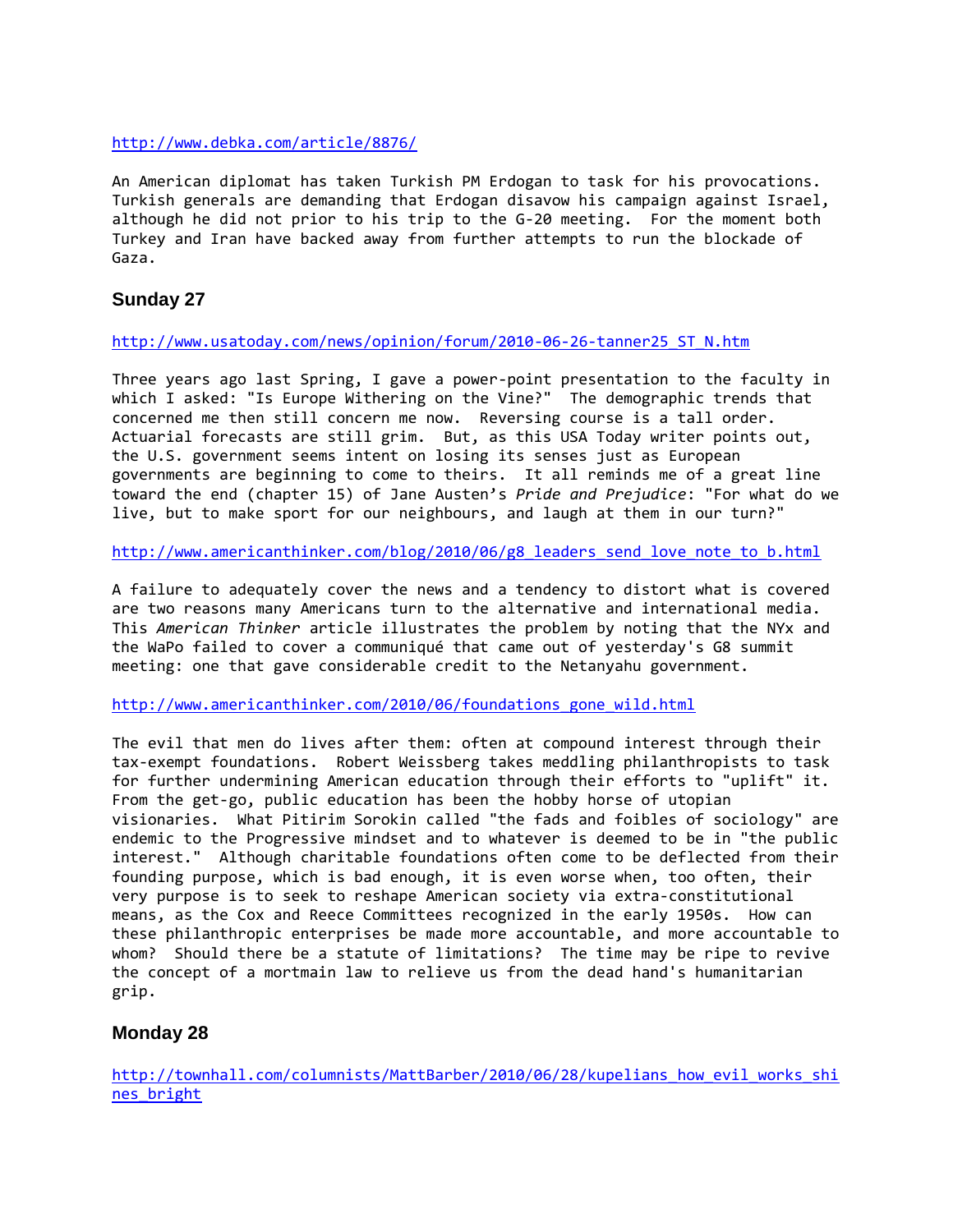http://www.debka.com/article/8876/

An American diplomat has taken Turkish PM Erdogan to task for his provocations. Turkish generals are demanding that Erdogan disavow his campaign against Israel, although he did not prior to his trip to the G-20 meeting. For the moment both Turkey and Iran have backed away from further attempts to run the blockade of Gaza.

## Sunday 27

http://www.usatoday.com/news/opinion/forum/2010-06-26-tanner25_ST_N.htm

Three years ago last Spring, I gave a power-point presentation to the faculty in which I asked: "Is Europe Withering on the Vine?" The demographic trends that concerned me then still concern me now. Reversing course is a tall order. Actuarial forecasts are still grim. But, as this USA Today writer points out, the U.S. government seems intent on losing its senses just as European governments are beginning to come to theirs. It all reminds me of a great line toward the end (chapter 15) of Jane Austen's *Pride and Prejudice*: "For what do we live, but to make sport for our neighbours, and laugh at them in our turn?"

http://www.americanthinker.com/blog/2010/06/g8_leaders_send_love_note_to_b.html

A failure to adequately cover the news and a tendency to distort what is covered are two reasons many Americans turn to the alternative and international media. This *American Thinker* article illustrates the problem by noting that the NYx and the WaPo failed to cover a communiqué that came out of yesterday's G8 summit meeting: one that gave considerable credit to the Netanyahu government.

http://www.americanthinker.com/2010/06/foundations_gone_wild.html

The evil that men do lives after them: often at compound interest through their tax-exempt foundations. Robert Weissberg takes meddling philanthropists to task for further undermining American education through their efforts to "uplift" it. From the get-go, public education has been the hobby horse of utopian visionaries. What Pitirim Sorokin called "the fads and foibles of sociology" are endemic to the Progressive mindset and to whatever is deemed to be in "the public interest." Although charitable foundations often come to be deflected from their founding purpose, which is bad enough, it is even worse when, too often, their very purpose is to seek to reshape American society via extra-constitutional means, as the Cox and Reece Committees recognized in the early 1950s. How can these philanthropic enterprises be made more accountable, and more accountable to whom? Should there be a statute of limitations? The time may be ripe to revive the concept of a mortmain law to relieve us from the dead hand's humanitarian grip.

## Monday 28

http://townhall.com/columnists/MattBarber/2010/06/28/kupelians_how_evil_works_shines_bright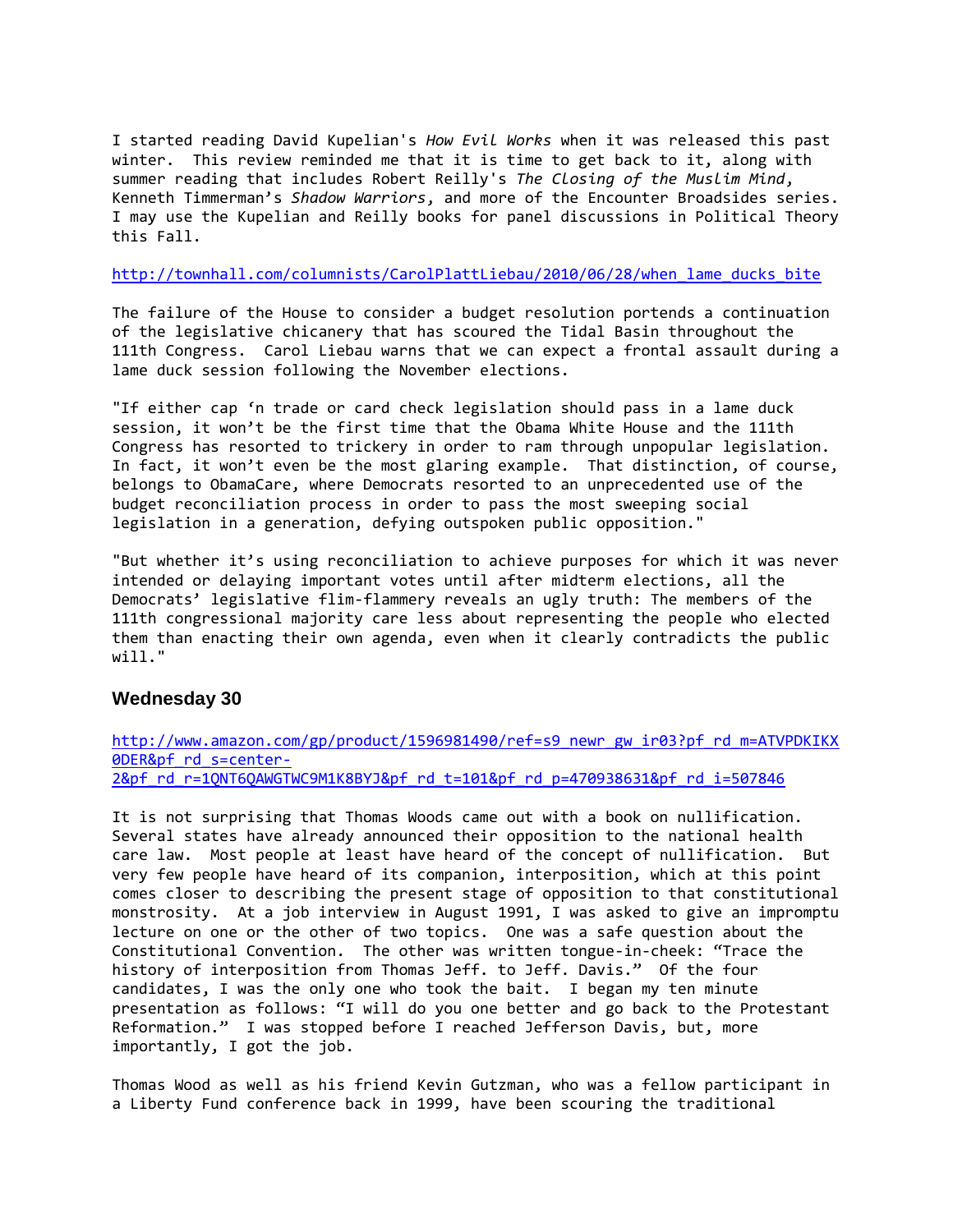I started reading David Kupelian's *How Evil Works* when it was released this past winter. This review reminded me that it is time to get back to it, along with summer reading that includes Robert Reilly's *The Closing of the Muslim Mind*, Kenneth Timmerman's *Shadow Warriors*, and more of the Encounter Broadsides series. I may use the Kupelian and Reilly books for panel discussions in Political Theory this Fall.

http://townhall.com/columnists/CarolPlattLiebau/2010/06/28/when_lame_ducks_bite

The failure of the House to consider a budget resolution portends a continuation of the legislative chicanery that has scoured the Tidal Basin throughout the 111th Congress. Carol Liebau warns that we can expect a frontal assault during a lame duck session following the November elections.

"If either cap 'n trade or card check legislation should pass in a lame duck session, it won't be the first time that the Obama White House and the 111th Congress has resorted to trickery in order to ram through unpopular legislation. In fact, it won't even be the most glaring example. That distinction, of course, belongs to ObamaCare, where Democrats resorted to an unprecedented use of the budget reconciliation process in order to pass the most sweeping social legislation in a generation, defying outspoken public opposition."

"But whether it's using reconciliation to achieve purposes for which it was never intended or delaying important votes until after midterm elections, all the Democrats' legislative flim-flammery reveals an ugly truth: The members of the 111th congressional majority care less about representing the people who elected them than enacting their own agenda, even when it clearly contradicts the public will."

### Wednesday 30

http://www.amazon.com/gp/product/1596981490/ref=s9_newr_gw_ir03?pf_rd_m=ATVPDKIKX0DER&pf_rd_s=center-2&pf_rd_r=1QNT6QAWGTWC9M1K8BYJ&pf_rd_t=101&pf_rd_p=470938631&pf_rd_i=507846

It is not surprising that Thomas Woods came out with a book on nullification. Several states have already announced their opposition to the national health care law. Most people at least have heard of the concept of nullification. But very few people have heard of its companion, interposition, which at this point comes closer to describing the present stage of opposition to that constitutional monstrosity. At a job interview in August 1991, I was asked to give an impromptu lecture on one or the other of two topics. One was a safe question about the Constitutional Convention. The other was written tongue-in-cheek: "Trace the history of interposition from Thomas Jeff. to Jeff. Davis." Of the four candidates, I was the only one who took the bait. I began my ten minute presentation as follows: "I will do you one better and go back to the Protestant Reformation." I was stopped before I reached Jefferson Davis, but, more importantly, I got the job.

Thomas Wood as well as his friend Kevin Gutzman, who was a fellow participant in a Liberty Fund conference back in 1999, have been scouring the traditional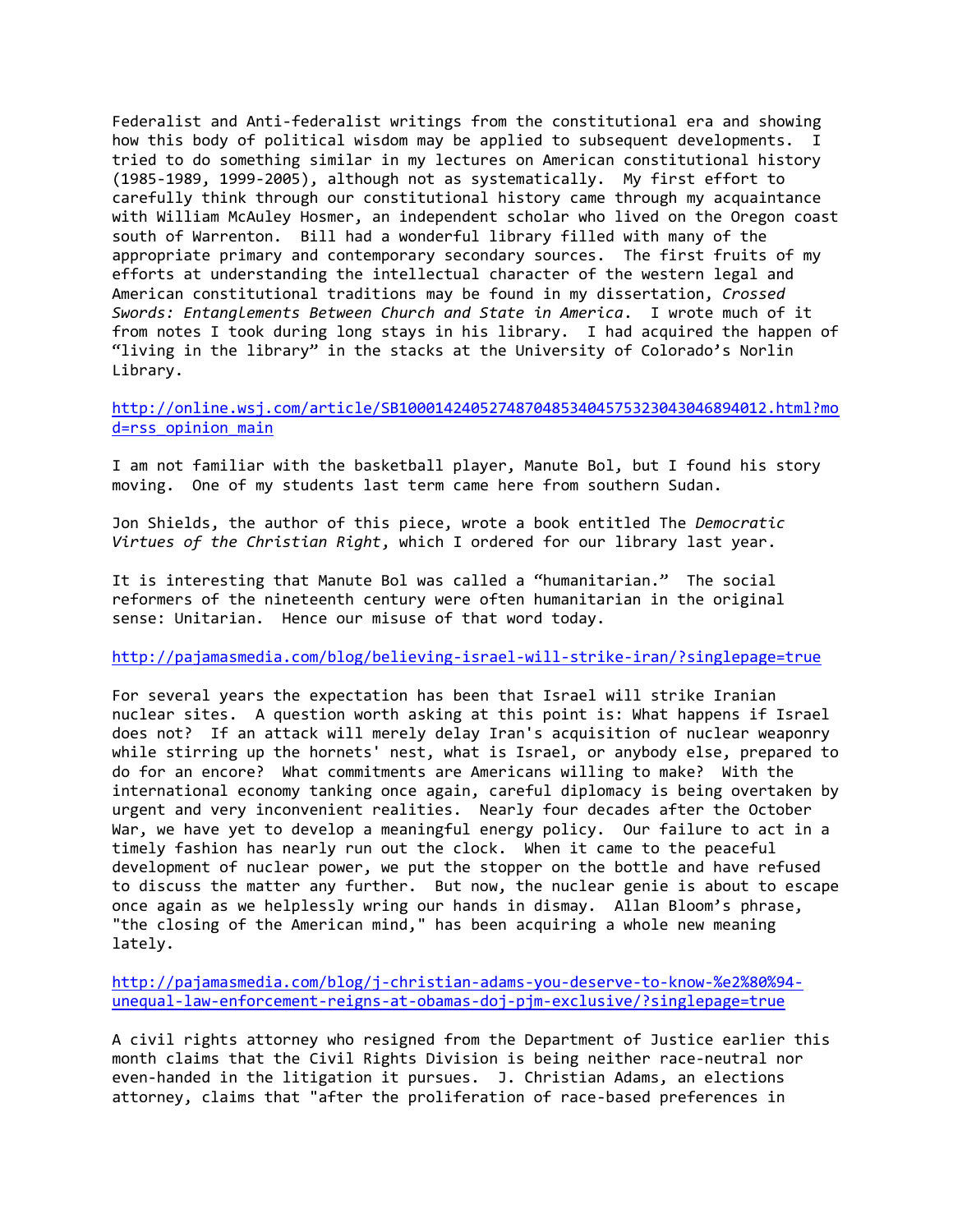Federalist and Anti-federalist writings from the constitutional era and showing how this body of political wisdom may be applied to subsequent developments. I tried to do something similar in my lectures on American constitutional history (1985-1989, 1999-2005), although not as systematically. My first effort to carefully think through our constitutional history came through my acquaintance with William McAuley Hosmer, an independent scholar who lived on the Oregon coast south of Warrenton. Bill had a wonderful library filled with many of the appropriate primary and contemporary secondary sources. The first fruits of my efforts at understanding the intellectual character of the western legal and American constitutional traditions may be found in my dissertation, *Crossed Swords: Entanglements Between Church and State in America*. I wrote much of it from notes I took during long stays in his library. I had acquired the happen of "living in the library" in the stacks at the University of Colorado's Norlin Library.

http://online.wsj.com/article/SB10001424052748704853404575323043046894012.html?mod=rss_opinion_main

I am not familiar with the basketball player, Manute Bol, but I found his story moving. One of my students last term came here from southern Sudan.

Jon Shields, the author of this piece, wrote a book entitled The *Democratic Virtues of the Christian Right*, which I ordered for our library last year.

It is interesting that Manute Bol was called a "humanitarian." The social reformers of the nineteenth century were often humanitarian in the original sense: Unitarian. Hence our misuse of that word today.

http://pajamasmedia.com/blog/believing-israel-will-strike-iran/?singlepage=true

For several years the expectation has been that Israel will strike Iranian nuclear sites. A question worth asking at this point is: What happens if Israel does not? If an attack will merely delay Iran's acquisition of nuclear weaponry while stirring up the hornets' nest, what is Israel, or anybody else, prepared to do for an encore? What commitments are Americans willing to make? With the international economy tanking once again, careful diplomacy is being overtaken by urgent and very inconvenient realities. Nearly four decades after the October War, we have yet to develop a meaningful energy policy. Our failure to act in a timely fashion has nearly run out the clock. When it came to the peaceful development of nuclear power, we put the stopper on the bottle and have refused to discuss the matter any further. But now, the nuclear genie is about to escape once again as we helplessly wring our hands in dismay. Allan Bloom's phrase, "the closing of the American mind," has been acquiring a whole new meaning lately.

http://pajamasmedia.com/blog/j-christian-adams-you-deserve-to-know-%e2%80%94-unequal-law-enforcement-reigns-at-obamas-doj-pjm-exclusive/?singlepage=true

A civil rights attorney who resigned from the Department of Justice earlier this month claims that the Civil Rights Division is being neither race-neutral nor even-handed in the litigation it pursues. J. Christian Adams, an elections attorney, claims that "after the proliferation of race-based preferences in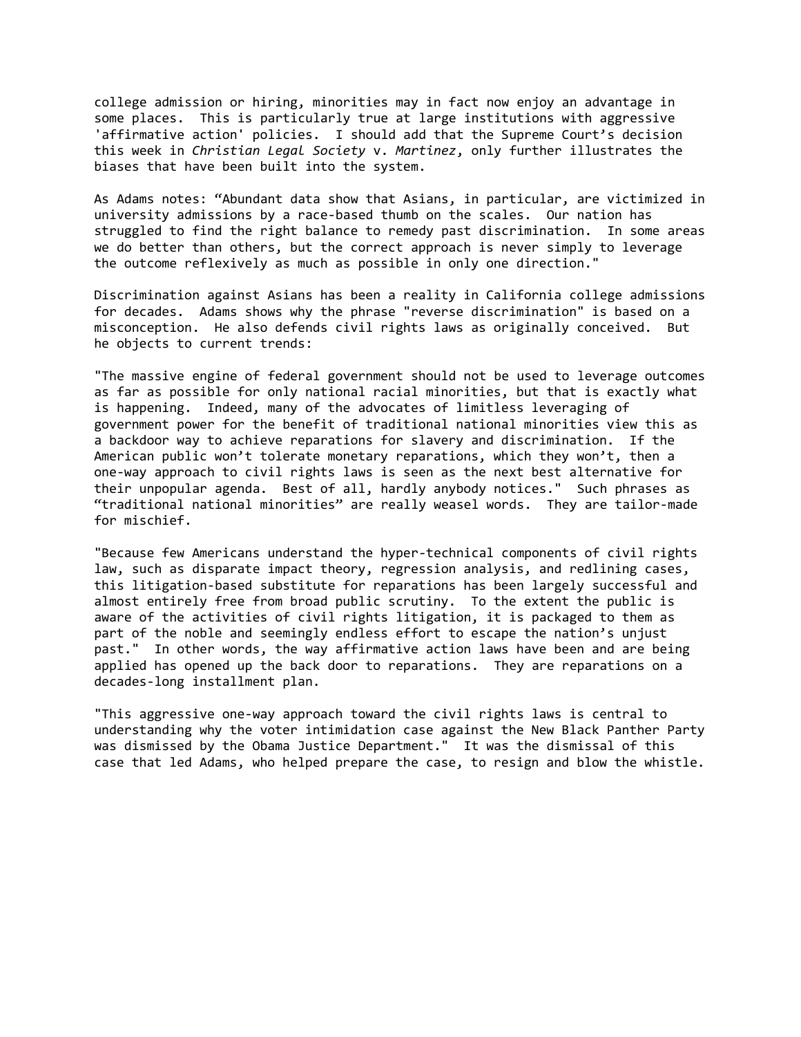college admission or hiring, minorities may in fact now enjoy an advantage in some places. This is particularly true at large institutions with aggressive 'affirmative action' policies. I should add that the Supreme Court's decision this week in *Christian Legal Society* v. *Martinez*, only further illustrates the biases that have been built into the system.

As Adams notes: "Abundant data show that Asians, in particular, are victimized in university admissions by a race-based thumb on the scales. Our nation has struggled to find the right balance to remedy past discrimination. In some areas we do better than others, but the correct approach is never simply to leverage the outcome reflexively as much as possible in only one direction."

Discrimination against Asians has been a reality in California college admissions for decades. Adams shows why the phrase "reverse discrimination" is based on a misconception. He also defends civil rights laws as originally conceived. But he objects to current trends:

"The massive engine of federal government should not be used to leverage outcomes as far as possible for only national racial minorities, but that is exactly what is happening. Indeed, many of the advocates of limitless leveraging of government power for the benefit of traditional national minorities view this as a backdoor way to achieve reparations for slavery and discrimination. If the American public won't tolerate monetary reparations, which they won't, then a one-way approach to civil rights laws is seen as the next best alternative for their unpopular agenda. Best of all, hardly anybody notices." Such phrases as "traditional national minorities" are really weasel words. They are tailor-made for mischief.

"Because few Americans understand the hyper-technical components of civil rights law, such as disparate impact theory, regression analysis, and redlining cases, this litigation-based substitute for reparations has been largely successful and almost entirely free from broad public scrutiny. To the extent the public is aware of the activities of civil rights litigation, it is packaged to them as part of the noble and seemingly endless effort to escape the nation's unjust past." In other words, the way affirmative action laws have been and are being applied has opened up the back door to reparations. They are reparations on a decades-long installment plan.

"This aggressive one-way approach toward the civil rights laws is central to understanding why the voter intimidation case against the New Black Panther Party was dismissed by the Obama Justice Department." It was the dismissal of this case that led Adams, who helped prepare the case, to resign and blow the whistle.